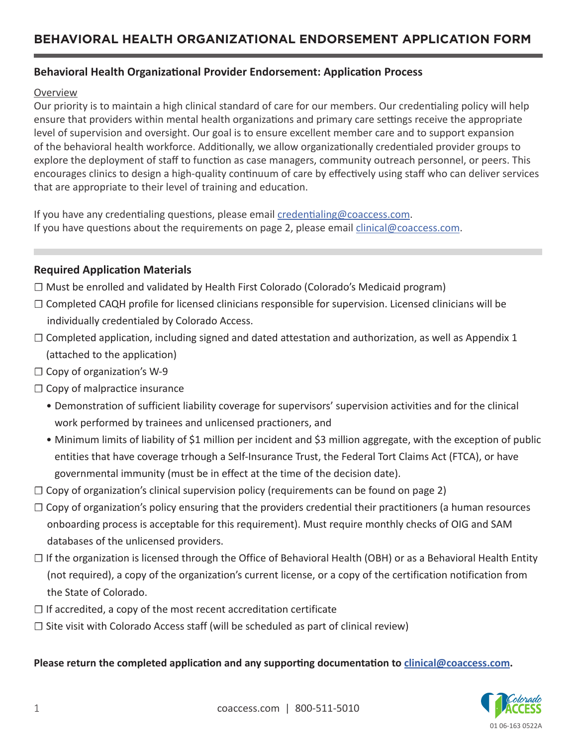# BEHAVIORAL HEALTH ORGANIZATIONAL ENDORSEMENT APPLICATION FORM

## Behavioral Health Organizational Provider Endorsement: Application Process

Overview

Our priority is to maintain a high clinical standard of care for our members. Our credentialing policy will help ensure that providers within mental health organizations and primary care settings receive the appropriate level of supervision and oversight. Our goal is to ensure excellent member care and to support expansion of the behavioral health workforce. Additionally, we allow organizationally credentialed provider groups to explore the deployment of staff to function as case managers, community outreach personnel, or peers. This encourages clinics to design a high-quality continuum of care by effectively using staff who can deliver services that are appropriate to their level of training and education.

If you have any credentialing questions, please email credentialing@coaccess.com.
If you have questions about the requirements on page 2, please email clinical@coaccess.com.

## Required Application Materials

☐ Must be enrolled and validated by Health First Colorado (Colorado's Medicaid program)

☐ Completed CAQH profile for licensed clinicians responsible for supervision. Licensed clinicians will be individually credentialed by Colorado Access.

☐ Completed application, including signed and dated attestation and authorization, as well as Appendix 1 (attached to the application)

☐ Copy of organization's W-9

☐ Copy of malpractice insurance
- Demonstration of sufficient liability coverage for supervisors' supervision activities and for the clinical work performed by trainees and unlicensed practioners, and
- Minimum limits of liability of $1 million per incident and $3 million aggregate, with the exception of public entities that have coverage trhough a Self-Insurance Trust, the Federal Tort Claims Act (FTCA), or have governmental immunity (must be in effect at the time of the decision date).

☐ Copy of organization's clinical supervision policy (requirements can be found on page 2)

☐ Copy of organization's policy ensuring that the providers credential their practitioners (a human resources onboarding process is acceptable for this requirement). Must require monthly checks of OIG and SAM databases of the unlicensed providers.

☐ If the organization is licensed through the Office of Behavioral Health (OBH) or as a Behavioral Health Entity (not required), a copy of the organization's current license, or a copy of the certification notification from the State of Colorado.

☐ If accredited, a copy of the most recent accreditation certificate

☐ Site visit with Colorado Access staff (will be scheduled as part of clinical review)

**Please return the completed application and any supporting documentation to clinical@coaccess.com.**

coaccess.com | 800-511-5010

01 06-163 0522A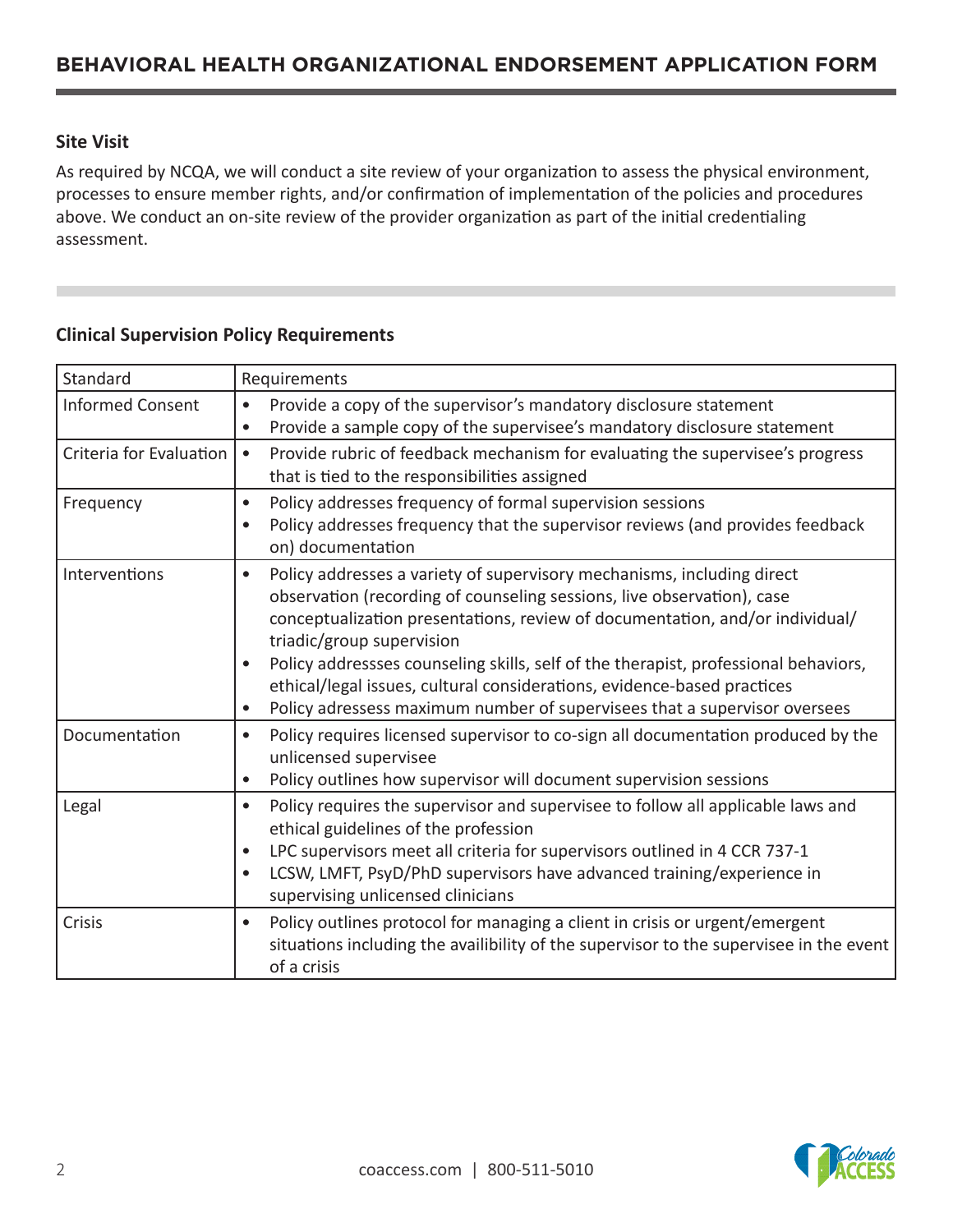## BEHAVIORAL HEALTH ORGANIZATIONAL ENDORSEMENT APPLICATION FORM

### Site Visit

As required by NCQA, we will conduct a site review of your organization to assess the physical environment, processes to ensure member rights, and/or confirmation of implementation of the policies and procedures above. We conduct an on-site review of the provider organization as part of the initial credentialing assessment.

### Clinical Supervision Policy Requirements

| Standard | Requirements |
|---|---|
| Informed Consent | • Provide a copy of the supervisor's mandatory disclosure statement<br>• Provide a sample copy of the supervisee's mandatory disclosure statement |
| Criteria for Evaluation | • Provide rubric of feedback mechanism for evaluating the supervisee's progress that is tied to the responsibilities assigned |
| Frequency | • Policy addresses frequency of formal supervision sessions<br>• Policy addresses frequency that the supervisor reviews (and provides feedback on) documentation |
| Interventions | • Policy addresses a variety of supervisory mechanisms, including direct observation (recording of counseling sessions, live observation), case conceptualization presentations, review of documentation, and/or individual/triadic/group supervision<br>• Policy addressses counseling skills, self of the therapist, professional behaviors, ethical/legal issues, cultural considerations, evidence-based practices<br>• Policy adressess maximum number of supervisees that a supervisor oversees |
| Documentation | • Policy requires licensed supervisor to co-sign all documentation produced by the unlicensed supervisee<br>• Policy outlines how supervisor will document supervision sessions |
| Legal | • Policy requires the supervisor and supervisee to follow all applicable laws and ethical guidelines of the profession<br>• LPC supervisors meet all criteria for supervisors outlined in 4 CCR 737-1<br>• LCSW, LMFT, PsyD/PhD supervisors have advanced training/experience in supervising unlicensed clinicians |
| Crisis | • Policy outlines protocol for managing a client in crisis or urgent/emergent situations including the availibility of the supervisor to the supervisee in the event of a crisis |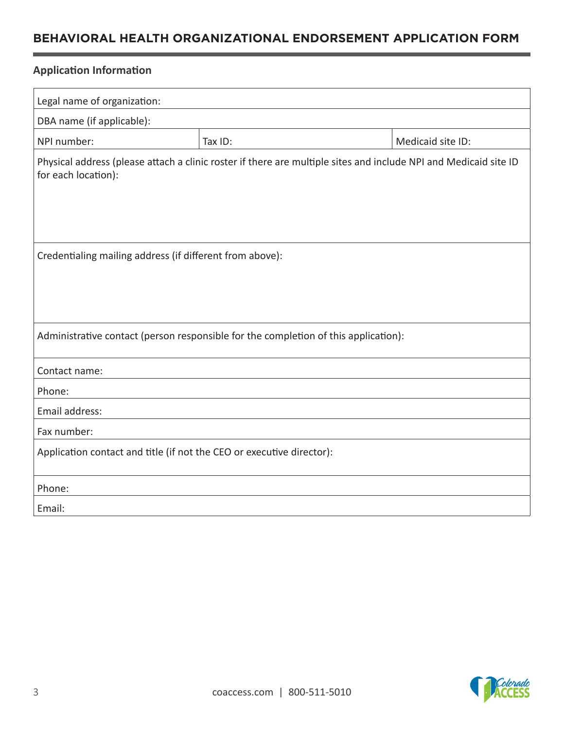# BEHAVIORAL HEALTH ORGANIZATIONAL ENDORSEMENT APPLICATION FORM

## Application Information

| | | |
|---|---|---|
| Legal name of organization: | | |
| DBA name (if applicable): | | |
| NPI number: | Tax ID: | Medicaid site ID: |
| Physical address (please attach a clinic roster if there are multiple sites and include NPI and Medicaid site ID for each location): | | |
| Credentialing mailing address (if different from above): | | |
| Administrative contact (person responsible for the completion of this application): | | |
| Contact name: | | |
| Phone: | | |
| Email address: | | |
| Fax number: | | |
| Application contact and title (if not the CEO or executive director): | | |
| Phone: | | |
| Email: | | |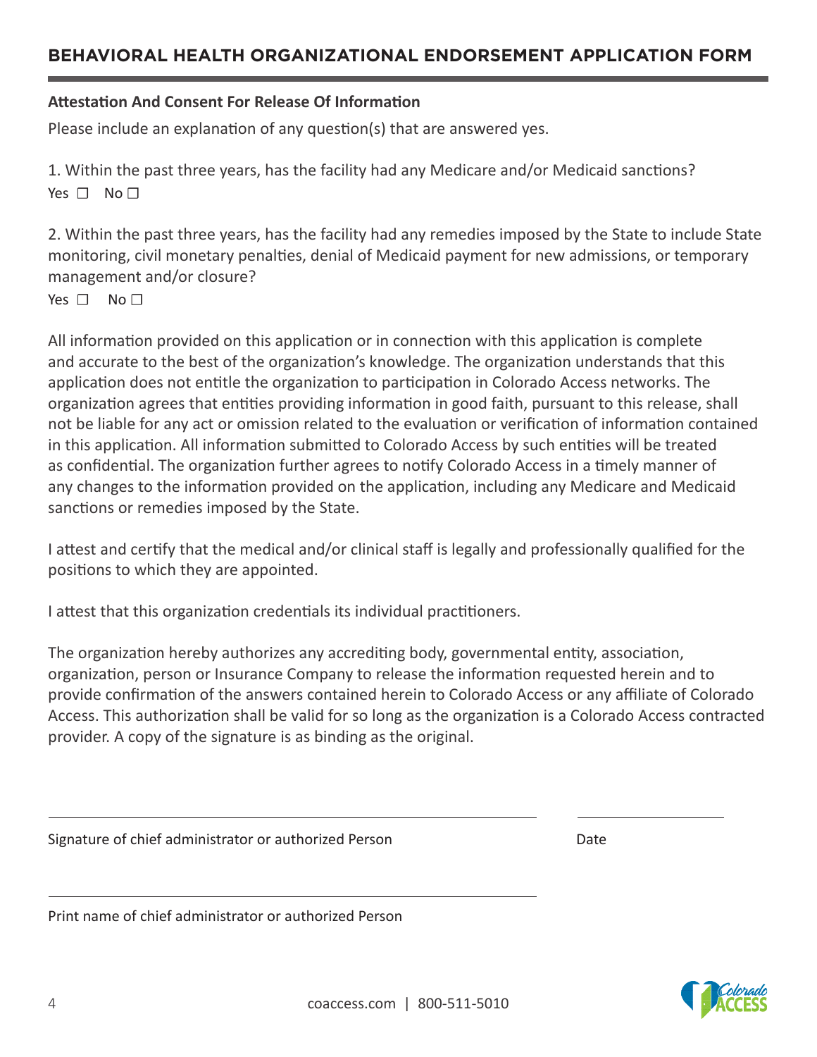# BEHAVIORAL HEALTH ORGANIZATIONAL ENDORSEMENT APPLICATION FORM

**Attestation And Consent For Release Of Information**

Please include an explanation of any question(s) that are answered yes.

1. Within the past three years, has the facility had any Medicare and/or Medicaid sanctions?
Yes ☐ No ☐

2. Within the past three years, has the facility had any remedies imposed by the State to include State monitoring, civil monetary penalties, denial of Medicaid payment for new admissions, or temporary management and/or closure?
Yes ☐ No ☐

All information provided on this application or in connection with this application is complete and accurate to the best of the organization's knowledge. The organization understands that this application does not entitle the organization to participation in Colorado Access networks. The organization agrees that entities providing information in good faith, pursuant to this release, shall not be liable for any act or omission related to the evaluation or verification of information contained in this application. All information submitted to Colorado Access by such entities will be treated as confidential. The organization further agrees to notify Colorado Access in a timely manner of any changes to the information provided on the application, including any Medicare and Medicaid sanctions or remedies imposed by the State.

I attest and certify that the medical and/or clinical staff is legally and professionally qualified for the positions to which they are appointed.

I attest that this organization credentials its individual practitioners.

The organization hereby authorizes any accrediting body, governmental entity, association, organization, person or Insurance Company to release the information requested herein and to provide confirmation of the answers contained herein to Colorado Access or any affiliate of Colorado Access. This authorization shall be valid for so long as the organization is a Colorado Access contracted provider. A copy of the signature is as binding as the original.

______________________________________________ ____________________

Signature of chief administrator or authorized Person Date

______________________________________________

Print name of chief administrator or authorized Person

coaccess.com | 800-511-5010